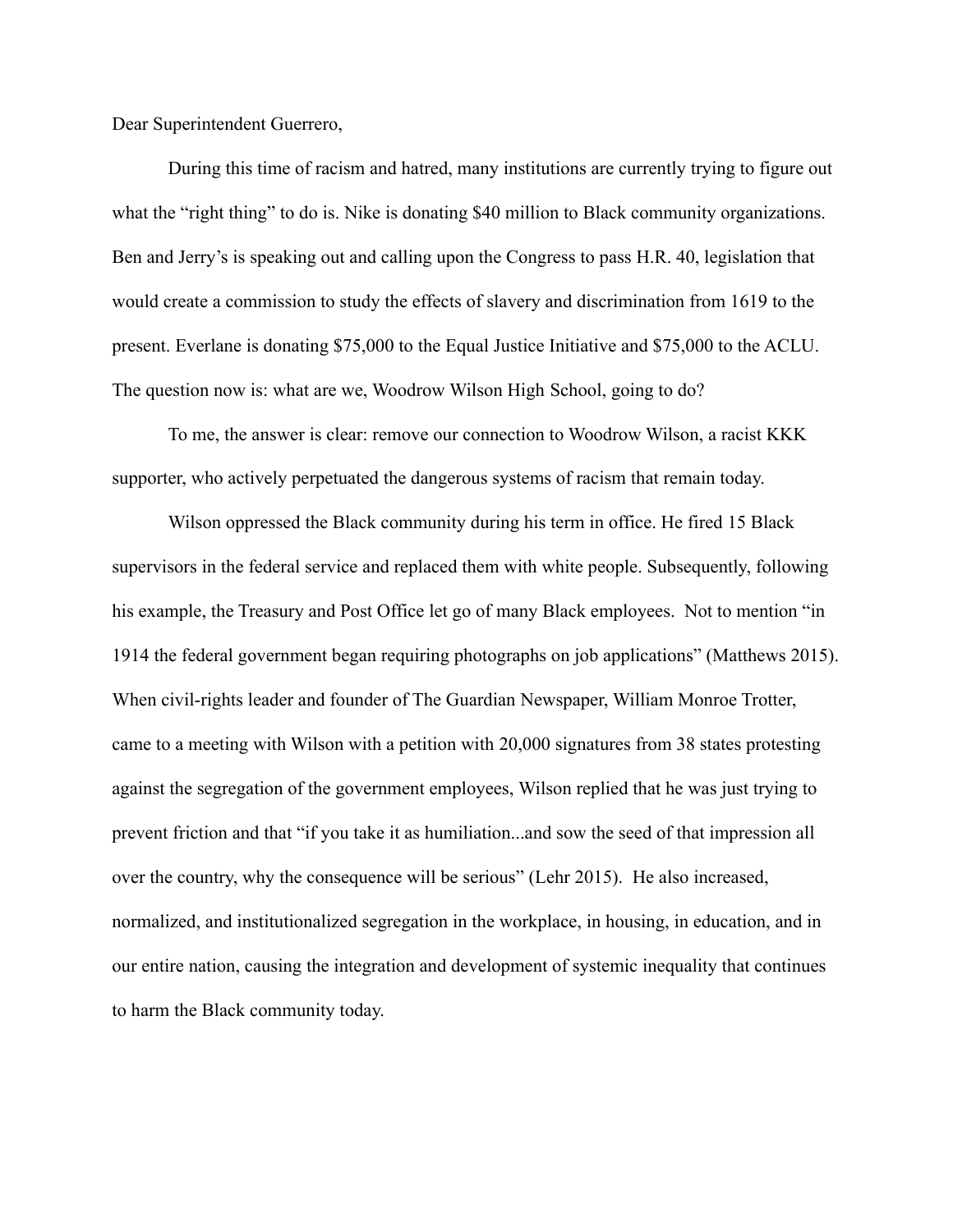Dear Superintendent Guerrero,

During this time of racism and hatred, many institutions are currently trying to figure out what the “right thing” to do is. Nike is donating $40 million to Black community organizations. Ben and Jerry’s is speaking out and calling upon the Congress to pass H.R. 40, legislation that would create a commission to study the effects of slavery and discrimination from 1619 to the present. Everlane is donating $75,000 to the Equal Justice Initiative and $75,000 to the ACLU. The question now is: what are we, Woodrow Wilson High School, going to do?

To me, the answer is clear: remove our connection to Woodrow Wilson, a racist KKK supporter, who actively perpetuated the dangerous systems of racism that remain today.

Wilson oppressed the Black community during his term in office. He fired 15 Black supervisors in the federal service and replaced them with white people. Subsequently, following his example, the Treasury and Post Office let go of many Black employees. Not to mention “in 1914 the federal government began requiring photographs on job applications” (Matthews 2015). When civil-rights leader and founder of The Guardian Newspaper, William Monroe Trotter, came to a meeting with Wilson with a petition with 20,000 signatures from 38 states protesting against the segregation of the government employees, Wilson replied that he was just trying to prevent friction and that “if you take it as humiliation...and sow the seed of that impression all over the country, why the consequence will be serious” (Lehr 2015). He also increased, normalized, and institutionalized segregation in the workplace, in housing, in education, and in our entire nation, causing the integration and development of systemic inequality that continues to harm the Black community today.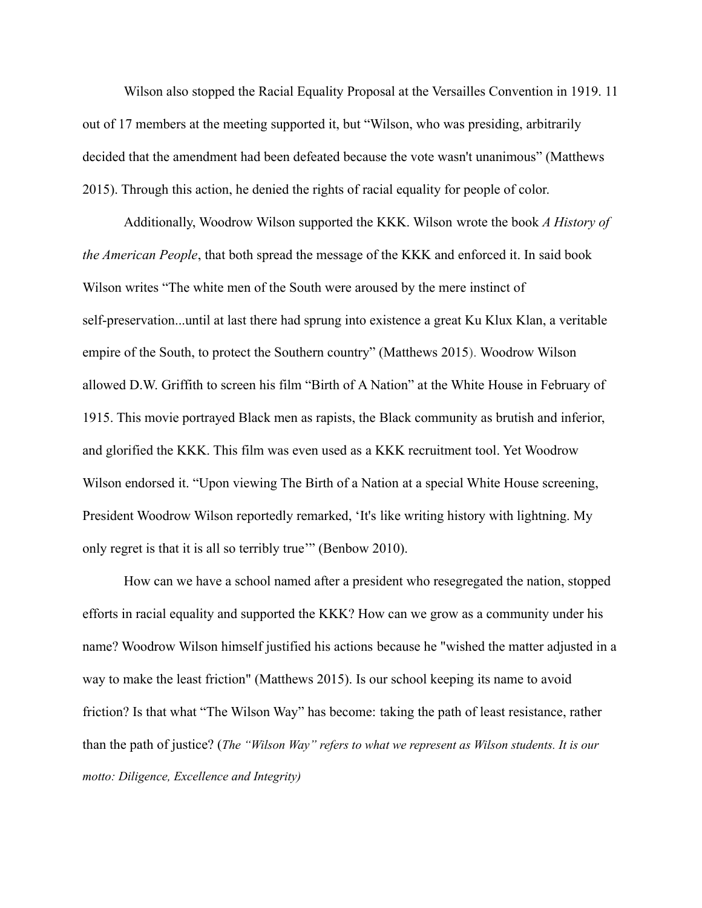Wilson also stopped the Racial Equality Proposal at the Versailles Convention in 1919. 11 out of 17 members at the meeting supported it, but "Wilson, who was presiding, arbitrarily decided that the amendment had been defeated because the vote wasn't unanimous" (Matthews 2015). Through this action, he denied the rights of racial equality for people of color.

Additionally, Woodrow Wilson supported the KKK. Wilson wrote the book *A History of the American People*, that both spread the message of the KKK and enforced it. In said book Wilson writes "The white men of the South were aroused by the mere instinct of self-preservation...until at last there had sprung into existence a great Ku Klux Klan, a veritable empire of the South, to protect the Southern country" (Matthews 2015). Woodrow Wilson allowed D.W. Griffith to screen his film "Birth of A Nation" at the White House in February of 1915. This movie portrayed Black men as rapists, the Black community as brutish and inferior, and glorified the KKK. This film was even used as a KKK recruitment tool. Yet Woodrow Wilson endorsed it. "Upon viewing The Birth of a Nation at a special White House screening, President Woodrow Wilson reportedly remarked, 'It's like writing history with lightning. My only regret is that it is all so terribly true'" (Benbow 2010).

How can we have a school named after a president who resegregated the nation, stopped efforts in racial equality and supported the KKK? How can we grow as a community under his name? Woodrow Wilson himself justified his actions because he "wished the matter adjusted in a way to make the least friction" (Matthews 2015). Is our school keeping its name to avoid friction? Is that what "The Wilson Way" has become: taking the path of least resistance, rather than the path of justice? (*The "Wilson Way" refers to what we represent as Wilson students. It is our motto: Diligence, Excellence and Integrity)*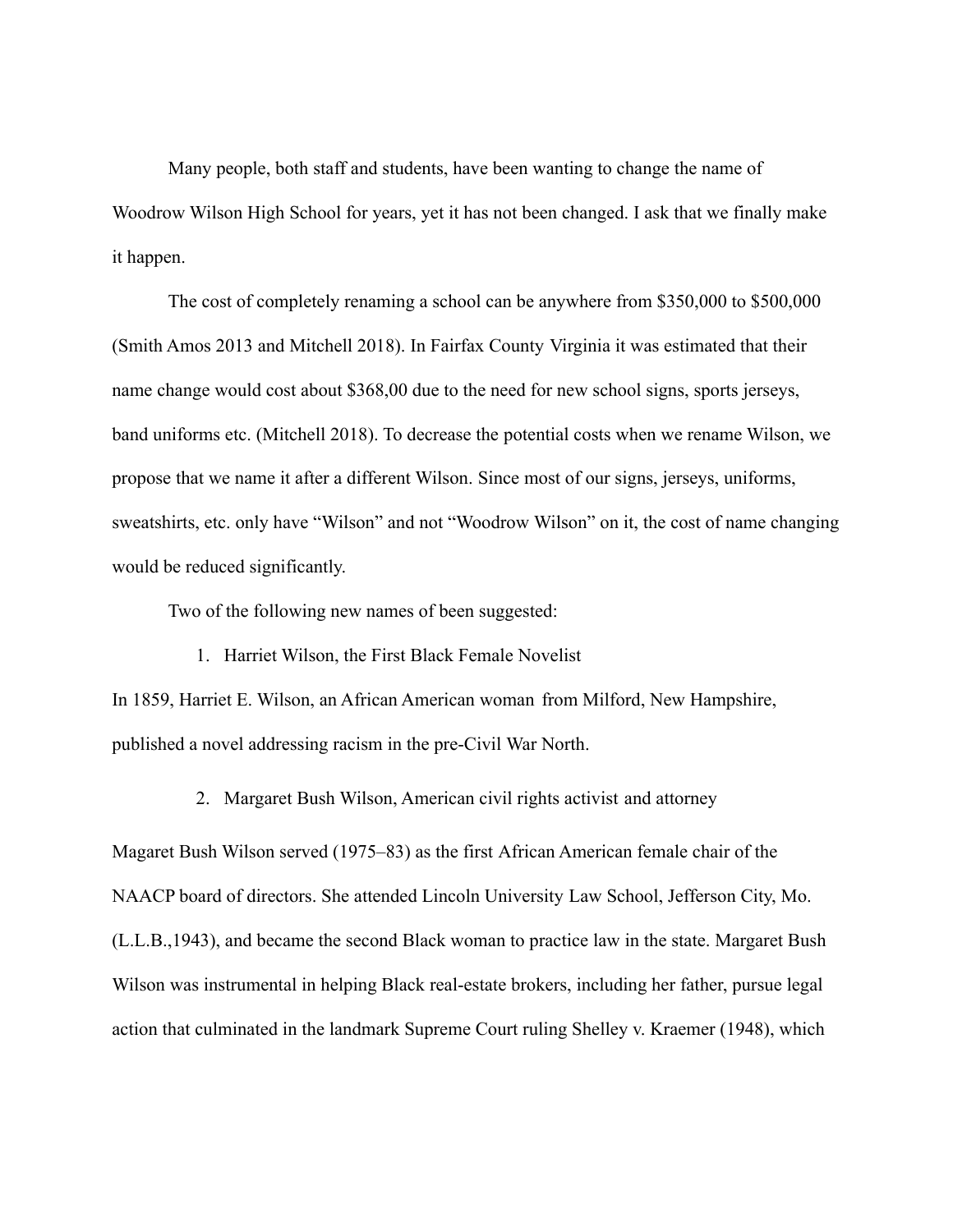Many people, both staff and students, have been wanting to change the name of Woodrow Wilson High School for years, yet it has not been changed. I ask that we finally make it happen.

The cost of completely renaming a school can be anywhere from $350,000 to $500,000 (Smith Amos 2013 and Mitchell 2018). In Fairfax County Virginia it was estimated that their name change would cost about $368,00 due to the need for new school signs, sports jerseys, band uniforms etc. (Mitchell 2018). To decrease the potential costs when we rename Wilson, we propose that we name it after a different Wilson. Since most of our signs, jerseys, uniforms, sweatshirts, etc. only have "Wilson" and not "Woodrow Wilson" on it, the cost of name changing would be reduced significantly.

Two of the following new names of been suggested:

1. Harriet Wilson, the First Black Female Novelist

In 1859, Harriet E. Wilson, an African American woman from Milford, New Hampshire, published a novel addressing racism in the pre-Civil War North.

2. Margaret Bush Wilson, American civil rights activist and attorney

Magaret Bush Wilson served (1975–83) as the first African American female chair of the NAACP board of directors. She attended Lincoln University Law School, Jefferson City, Mo. (L.L.B.,1943), and became the second Black woman to practice law in the state. Margaret Bush Wilson was instrumental in helping Black real-estate brokers, including her father, pursue legal action that culminated in the landmark Supreme Court ruling Shelley v. Kraemer (1948), which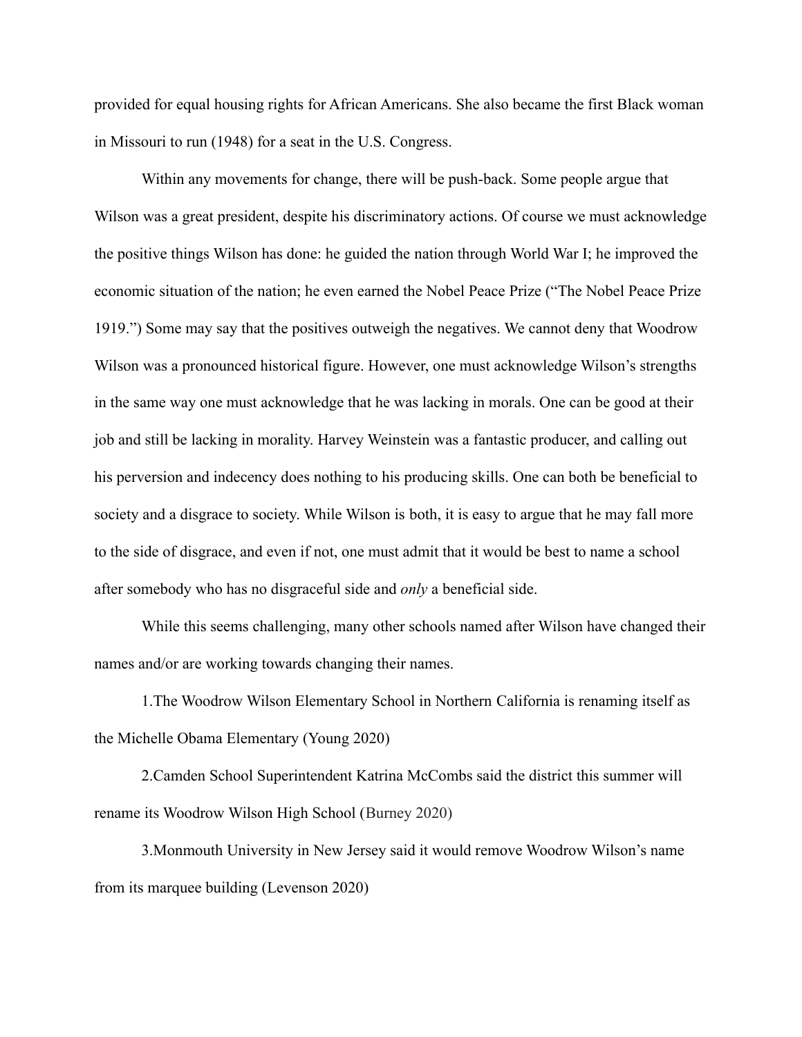provided for equal housing rights for African Americans. She also became the first Black woman in Missouri to run (1948) for a seat in the U.S. Congress.

Within any movements for change, there will be push-back. Some people argue that Wilson was a great president, despite his discriminatory actions. Of course we must acknowledge the positive things Wilson has done: he guided the nation through World War I; he improved the economic situation of the nation; he even earned the Nobel Peace Prize ("The Nobel Peace Prize 1919.") Some may say that the positives outweigh the negatives. We cannot deny that Woodrow Wilson was a pronounced historical figure. However, one must acknowledge Wilson's strengths in the same way one must acknowledge that he was lacking in morals. One can be good at their job and still be lacking in morality. Harvey Weinstein was a fantastic producer, and calling out his perversion and indecency does nothing to his producing skills. One can both be beneficial to society and a disgrace to society. While Wilson is both, it is easy to argue that he may fall more to the side of disgrace, and even if not, one must admit that it would be best to name a school after somebody who has no disgraceful side and *only* a beneficial side.

While this seems challenging, many other schools named after Wilson have changed their names and/or are working towards changing their names.

1.The Woodrow Wilson Elementary School in Northern California is renaming itself as the Michelle Obama Elementary (Young 2020)

2.Camden School Superintendent Katrina McCombs said the district this summer will rename its Woodrow Wilson High School (Burney 2020)

3.Monmouth University in New Jersey said it would remove Woodrow Wilson's name from its marquee building (Levenson 2020)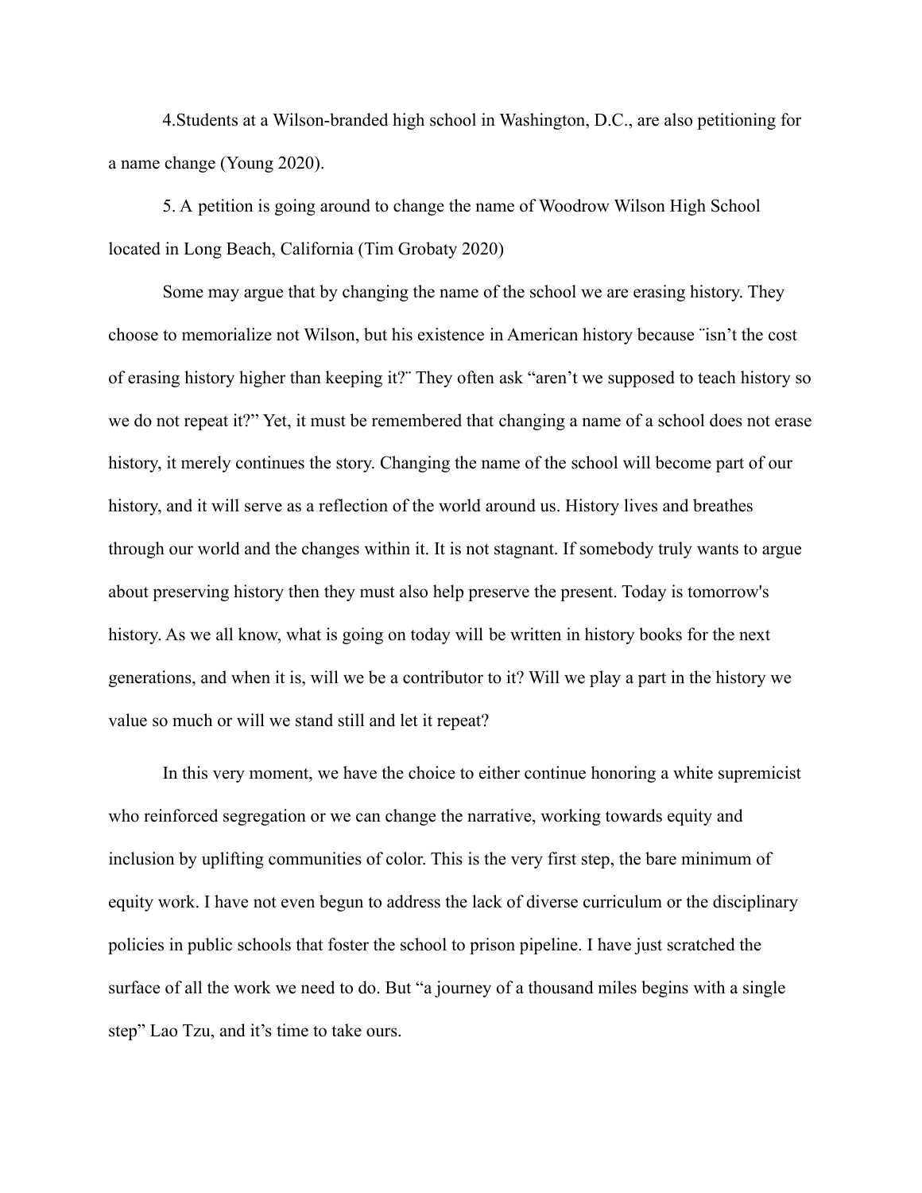4.Students at a Wilson-branded high school in Washington, D.C., are also petitioning for a name change (Young 2020).

5. A petition is going around to change the name of Woodrow Wilson High School located in Long Beach, California (Tim Grobaty 2020)

Some may argue that by changing the name of the school we are erasing history. They choose to memorialize not Wilson, but his existence in American history because ¨isn't the cost of erasing history higher than keeping it?¨ They often ask "aren't we supposed to teach history so we do not repeat it?" Yet, it must be remembered that changing a name of a school does not erase history, it merely continues the story. Changing the name of the school will become part of our history, and it will serve as a reflection of the world around us. History lives and breathes through our world and the changes within it. It is not stagnant. If somebody truly wants to argue about preserving history then they must also help preserve the present. Today is tomorrow's history. As we all know, what is going on today will be written in history books for the next generations, and when it is, will we be a contributor to it? Will we play a part in the history we value so much or will we stand still and let it repeat?

In this very moment, we have the choice to either continue honoring a white supremicist who reinforced segregation or we can change the narrative, working towards equity and inclusion by uplifting communities of color. This is the very first step, the bare minimum of equity work. I have not even begun to address the lack of diverse curriculum or the disciplinary policies in public schools that foster the school to prison pipeline. I have just scratched the surface of all the work we need to do. But "a journey of a thousand miles begins with a single step" Lao Tzu, and it's time to take ours.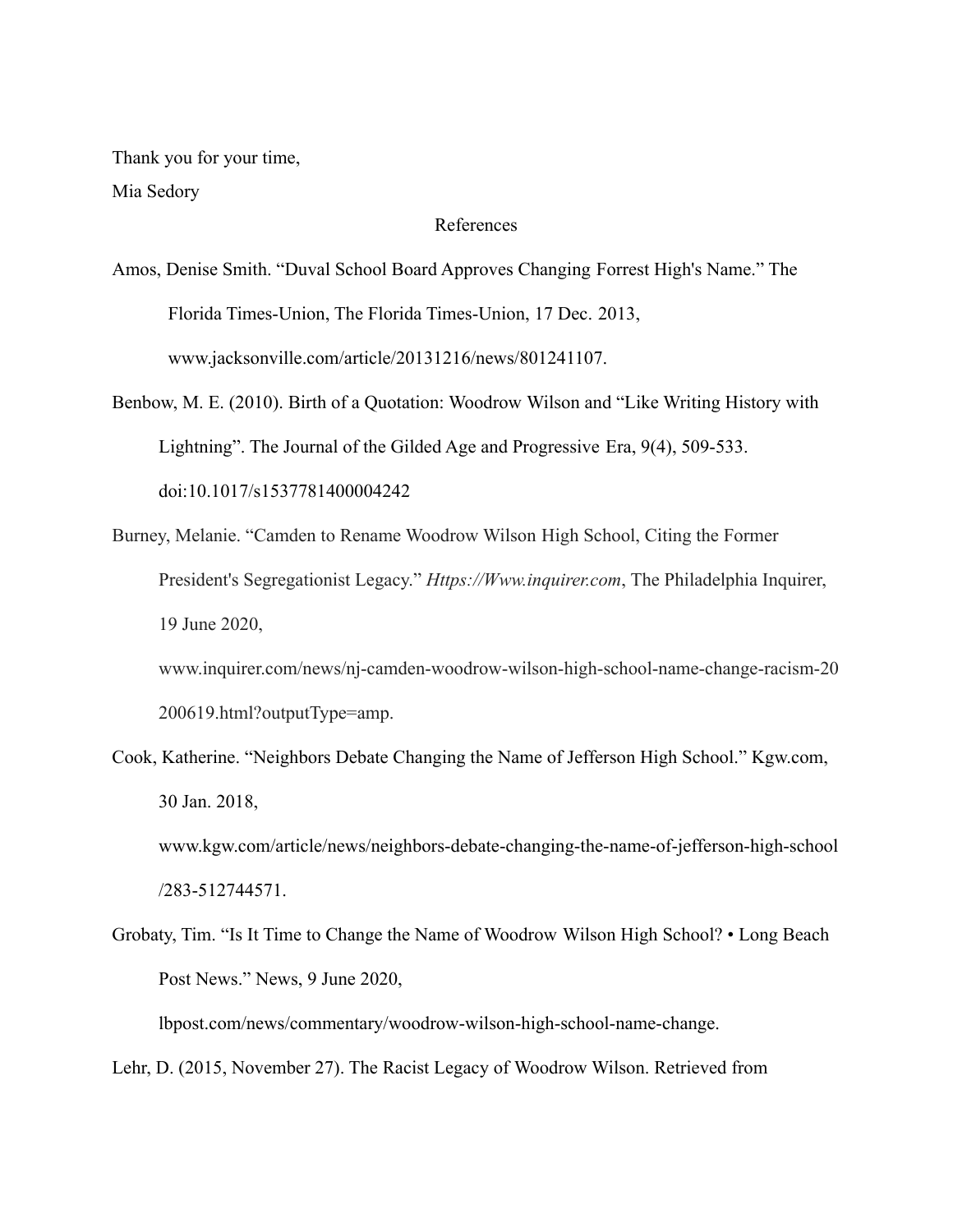Thank you for your time,

Mia Sedory

## References

Amos, Denise Smith. "Duval School Board Approves Changing Forrest High's Name." The Florida Times-Union, The Florida Times-Union, 17 Dec. 2013, www.jacksonville.com/article/20131216/news/801241107.

Benbow, M. E. (2010). Birth of a Quotation: Woodrow Wilson and "Like Writing History with Lightning". The Journal of the Gilded Age and Progressive Era, 9(4), 509-533. doi:10.1017/s1537781400004242

Burney, Melanie. "Camden to Rename Woodrow Wilson High School, Citing the Former President's Segregationist Legacy." *Https://Www.inquirer.com*, The Philadelphia Inquirer, 19 June 2020, www.inquirer.com/news/nj-camden-woodrow-wilson-high-school-name-change-racism-20200619.html?outputType=amp.

Cook, Katherine. "Neighbors Debate Changing the Name of Jefferson High School." Kgw.com, 30 Jan. 2018, www.kgw.com/article/news/neighbors-debate-changing-the-name-of-jefferson-high-school/283-512744571.

Grobaty, Tim. "Is It Time to Change the Name of Woodrow Wilson High School? • Long Beach Post News." News, 9 June 2020, lbpost.com/news/commentary/woodrow-wilson-high-school-name-change.

Lehr, D. (2015, November 27). The Racist Legacy of Woodrow Wilson. Retrieved from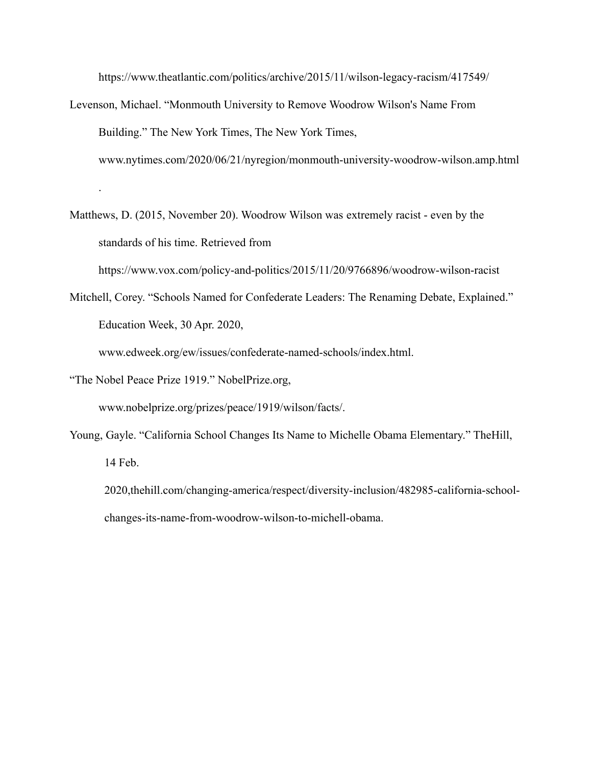https://www.theatlantic.com/politics/archive/2015/11/wilson-legacy-racism/417549/

Levenson, Michael. “Monmouth University to Remove Woodrow Wilson's Name From Building.” The New York Times, The New York Times, www.nytimes.com/2020/06/21/nyregion/monmouth-university-woodrow-wilson.amp.html .

Matthews, D. (2015, November 20). Woodrow Wilson was extremely racist - even by the standards of his time. Retrieved from https://www.vox.com/policy-and-politics/2015/11/20/9766896/woodrow-wilson-racist

Mitchell, Corey. “Schools Named for Confederate Leaders: The Renaming Debate, Explained.” Education Week, 30 Apr. 2020, www.edweek.org/ew/issues/confederate-named-schools/index.html.

“The Nobel Peace Prize 1919.” NobelPrize.org, www.nobelprize.org/prizes/peace/1919/wilson/facts/.

Young, Gayle. “California School Changes Its Name to Michelle Obama Elementary.” TheHill, 14 Feb. 2020,thehill.com/changing-america/respect/diversity-inclusion/482985-california-school-changes-its-name-from-woodrow-wilson-to-michell-obama.